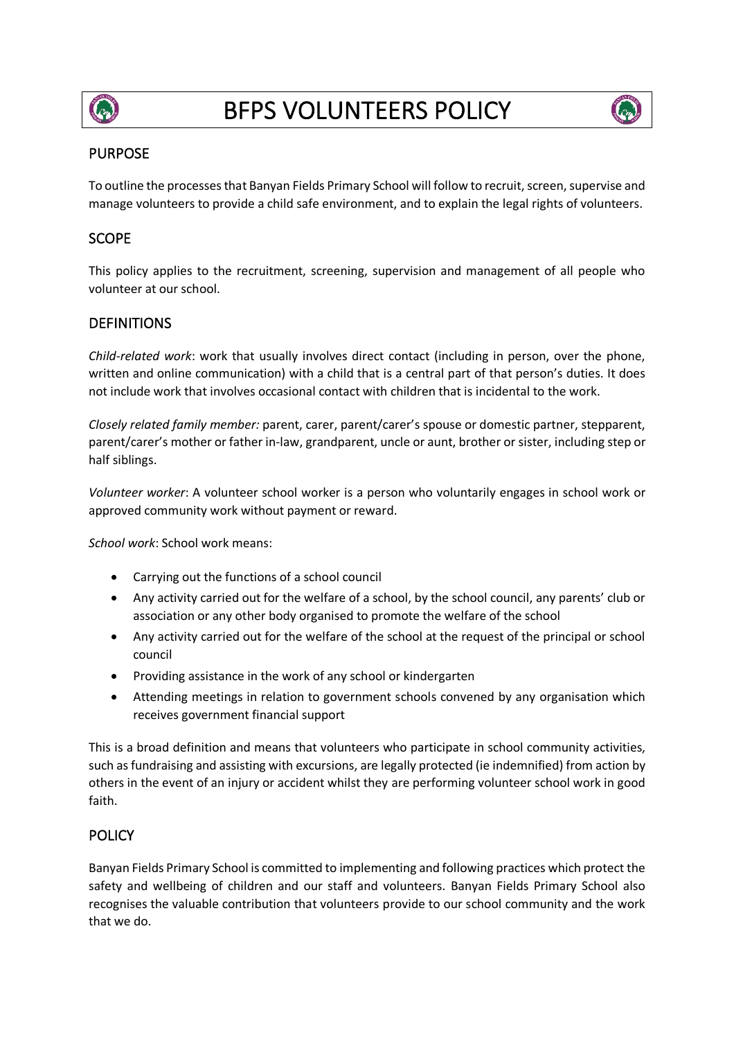# BFPS VOLUNTEERS POLICY

## PURPOSE

To outline the processes that Banyan Fields Primary School will follow to recruit, screen, supervise and manage volunteers to provide a child safe environment, and to explain the legal rights of volunteers.

## SCOPE

This policy applies to the recruitment, screening, supervision and management of all people who volunteer at our school.

## DEFINITIONS

*Child-related work*: work that usually involves direct contact (including in person, over the phone, written and online communication) with a child that is a central part of that person's duties. It does not include work that involves occasional contact with children that is incidental to the work.

*Closely related family member:* parent, carer, parent/carer's spouse or domestic partner, stepparent, parent/carer's mother or father in-law, grandparent, uncle or aunt, brother or sister, including step or half siblings.

*Volunteer worker*: A volunteer school worker is a person who voluntarily engages in school work or approved community work without payment or reward.

*School work*: School work means:

- Carrying out the functions of a school council
- Any activity carried out for the welfare of a school, by the school council, any parents' club or association or any other body organised to promote the welfare of the school
- Any activity carried out for the welfare of the school at the request of the principal or school council
- Providing assistance in the work of any school or kindergarten
- Attending meetings in relation to government schools convened by any organisation which receives government financial support

This is a broad definition and means that volunteers who participate in school community activities, such as fundraising and assisting with excursions, are legally protected (ie indemnified) from action by others in the event of an injury or accident whilst they are performing volunteer school work in good faith.

## POLICY

Banyan Fields Primary School is committed to implementing and following practices which protect the safety and wellbeing of children and our staff and volunteers. Banyan Fields Primary School also recognises the valuable contribution that volunteers provide to our school community and the work that we do.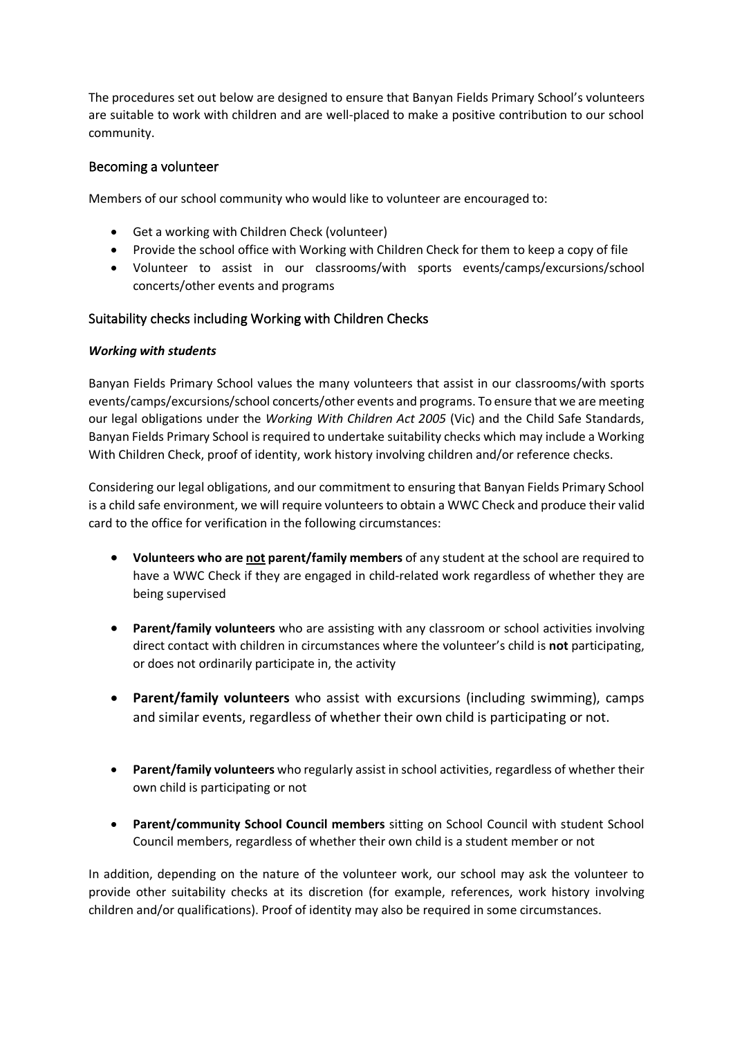The procedures set out below are designed to ensure that Banyan Fields Primary School's volunteers are suitable to work with children and are well-placed to make a positive contribution to our school community.

## Becoming a volunteer

Members of our school community who would like to volunteer are encouraged to:

- Get a working with Children Check (volunteer)
- Provide the school office with Working with Children Check for them to keep a copy of file
- Volunteer to assist in our classrooms/with sports events/camps/excursions/school concerts/other events and programs

## Suitability checks including Working with Children Checks

### *Working with students*

Banyan Fields Primary School values the many volunteers that assist in our classrooms/with sports events/camps/excursions/school concerts/other events and programs. To ensure that we are meeting our legal obligations under the *Working With Children Act 2005* (Vic) and the Child Safe Standards, Banyan Fields Primary School is required to undertake suitability checks which may include a Working With Children Check, proof of identity, work history involving children and/or reference checks.

Considering our legal obligations, and our commitment to ensuring that Banyan Fields Primary School is a child safe environment, we will require volunteers to obtain a WWC Check and produce their valid card to the office for verification in the following circumstances:

- **Volunteers who are <u>not</u> parent/family members** of any student at the school are required to have a WWC Check if they are engaged in child-related work regardless of whether they are being supervised
- **Parent/family volunteers** who are assisting with any classroom or school activities involving direct contact with children in circumstances where the volunteer's child is **not** participating, or does not ordinarily participate in, the activity
- **Parent/family volunteers** who assist with excursions (including swimming), camps and similar events, regardless of whether their own child is participating or not.
- **Parent/family volunteers** who regularly assist in school activities, regardless of whether their own child is participating or not
- **Parent/community School Council members** sitting on School Council with student School Council members, regardless of whether their own child is a student member or not

In addition, depending on the nature of the volunteer work, our school may ask the volunteer to provide other suitability checks at its discretion (for example, references, work history involving children and/or qualifications). Proof of identity may also be required in some circumstances.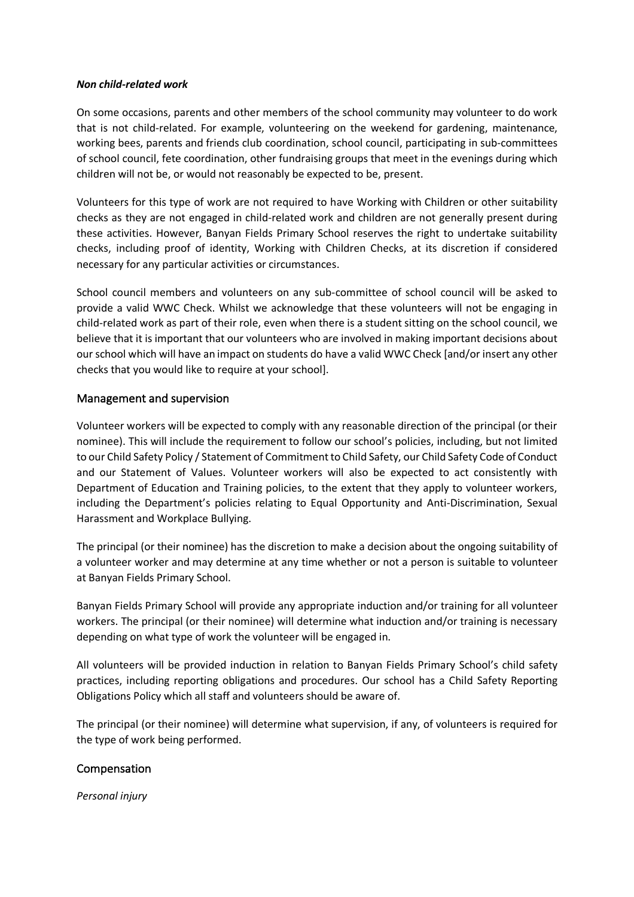### *Non child-related work*

On some occasions, parents and other members of the school community may volunteer to do work that is not child-related. For example, volunteering on the weekend for gardening, maintenance, working bees, parents and friends club coordination, school council, participating in sub-committees of school council, fete coordination, other fundraising groups that meet in the evenings during which children will not be, or would not reasonably be expected to be, present.

Volunteers for this type of work are not required to have Working with Children or other suitability checks as they are not engaged in child-related work and children are not generally present during these activities. However, Banyan Fields Primary School reserves the right to undertake suitability checks, including proof of identity, Working with Children Checks, at its discretion if considered necessary for any particular activities or circumstances.

School council members and volunteers on any sub-committee of school council will be asked to provide a valid WWC Check. Whilst we acknowledge that these volunteers will not be engaging in child-related work as part of their role, even when there is a student sitting on the school council, we believe that it is important that our volunteers who are involved in making important decisions about our school which will have an impact on students do have a valid WWC Check [and/or insert any other checks that you would like to require at your school].

## Management and supervision

Volunteer workers will be expected to comply with any reasonable direction of the principal (or their nominee). This will include the requirement to follow our school's policies, including, but not limited to our Child Safety Policy / Statement of Commitment to Child Safety, our Child Safety Code of Conduct and our Statement of Values. Volunteer workers will also be expected to act consistently with Department of Education and Training policies, to the extent that they apply to volunteer workers, including the Department's policies relating to Equal Opportunity and Anti-Discrimination, Sexual Harassment and Workplace Bullying.

The principal (or their nominee) has the discretion to make a decision about the ongoing suitability of a volunteer worker and may determine at any time whether or not a person is suitable to volunteer at Banyan Fields Primary School.

Banyan Fields Primary School will provide any appropriate induction and/or training for all volunteer workers. The principal (or their nominee) will determine what induction and/or training is necessary depending on what type of work the volunteer will be engaged in.

All volunteers will be provided induction in relation to Banyan Fields Primary School's child safety practices, including reporting obligations and procedures. Our school has a Child Safety Reporting Obligations Policy which all staff and volunteers should be aware of.

The principal (or their nominee) will determine what supervision, if any, of volunteers is required for the type of work being performed.

## Compensation

### *Personal injury*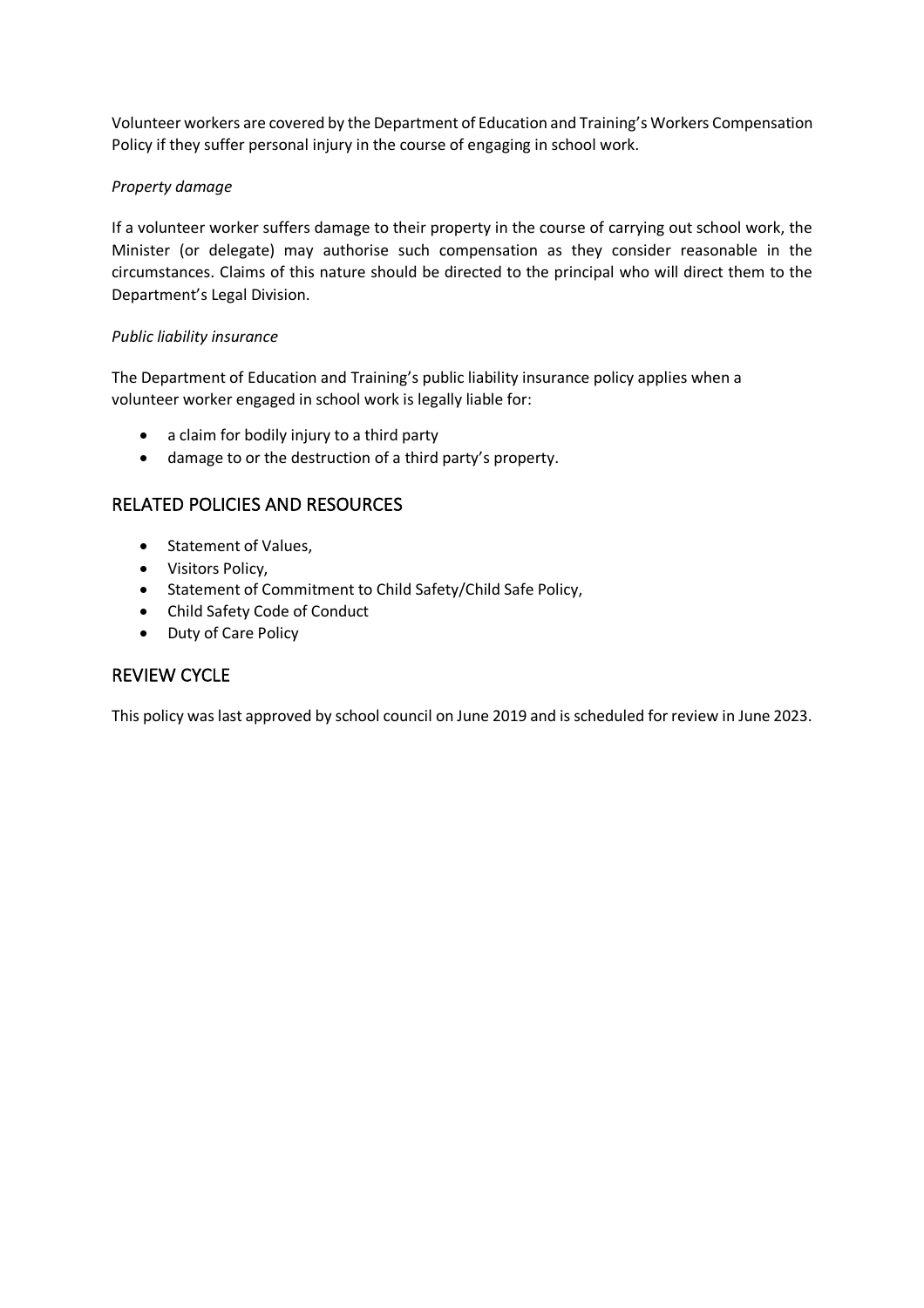Volunteer workers are covered by the Department of Education and Training's Workers Compensation Policy if they suffer personal injury in the course of engaging in school work.

*Property damage*

If a volunteer worker suffers damage to their property in the course of carrying out school work, the Minister (or delegate) may authorise such compensation as they consider reasonable in the circumstances. Claims of this nature should be directed to the principal who will direct them to the Department's Legal Division.

*Public liability insurance*

The Department of Education and Training's public liability insurance policy applies when a volunteer worker engaged in school work is legally liable for:

- a claim for bodily injury to a third party
- damage to or the destruction of a third party's property.

## RELATED POLICIES AND RESOURCES

- Statement of Values,
- Visitors Policy,
- Statement of Commitment to Child Safety/Child Safe Policy,
- Child Safety Code of Conduct
- Duty of Care Policy

## REVIEW CYCLE

This policy was last approved by school council on June 2019 and is scheduled for review in June 2023.